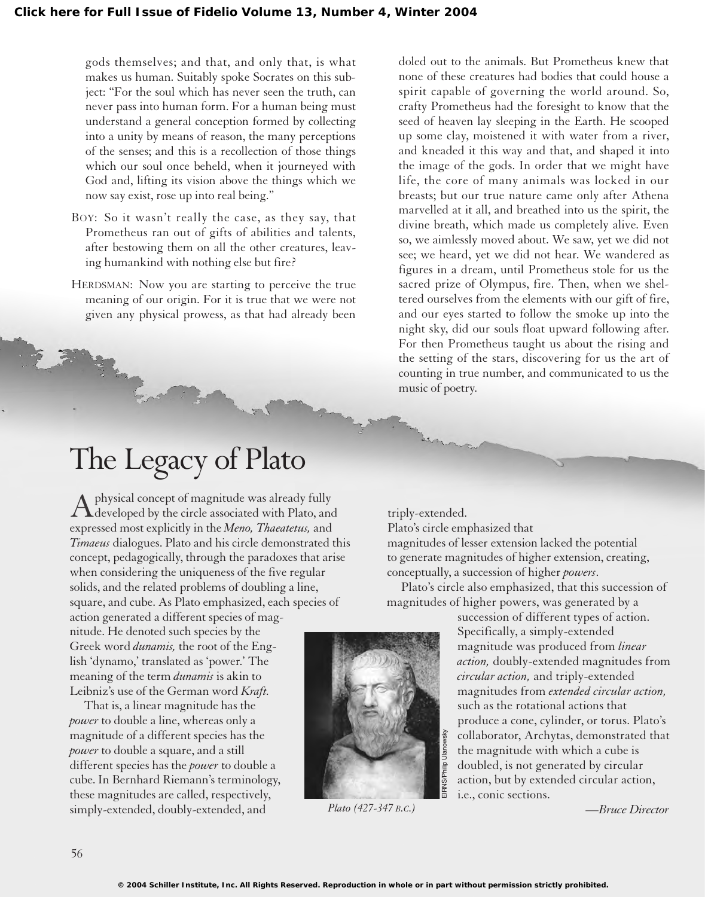gods themselves; and that, and only that, is what makes us human. Suitably spoke Socrates on this subject: "For the soul which has never seen the truth, can never pass into human form. For a human being must understand a general conception formed by collecting into a unity by means of reason, the many perceptions of the senses; and this is a recollection of those things which our soul once beheld, when it journeyed with God and, lifting its vision above the things which we now say exist, rose up into real being."

BOY: So it wasn't really the case, as they say, that Prometheus ran out of gifts of abilities and talents, after bestowing them on all the other creatures, leaving humankind with nothing else but fire?

HERDSMAN: Now you are starting to perceive the true meaning of our origin. For it is true that we were not given any physical prowess, as that had already been doled out to the animals. But Prometheus knew that none of these creatures had bodies that could house a spirit capable of governing the world around. So, crafty Prometheus had the foresight to know that the seed of heaven lay sleeping in the Earth. He scooped up some clay, moistened it with water from a river, and kneaded it this way and that, and shaped it into the image of the gods. In order that we might have life, the core of many animals was locked in our breasts; but our true nature came only after Athena marvelled at it all, and breathed into us the spirit, the divine breath, which made us completely alive. Even so, we aimlessly moved about. We saw, yet we did not see; we heard, yet we did not hear. We wandered as figures in a dream, until Prometheus stole for us the sacred prize of Olympus, fire. Then, when we sheltered ourselves from the elements with our gift of fire, and our eyes started to follow the smoke up into the night sky, did our souls float upward following after. For then Prometheus taught us about the rising and the setting of the stars, discovering for us the art of counting in true number, and communicated to us the music of poetry.

# The Legacy of Plato

A physical concept of magnitude was already fully developed by the circle associated with Plato, and expressed most explicitly in the *Meno, Thaeatetus,* and *Timaeus* dialogues. Plato and his circle demonstrated this concept, pedagogically, through the paradoxes that arise when considering the uniqueness of the five regular solids, and the related problems of doubling a line, square, and cube. As Plato emphasized, each species of action generated a different species of magnitude. He denoted such species by the Greek word *dunamis,* the root of the English 'dynamo,' translated as 'power.' The meaning of the term *dunamis* is akin to Leibniz's use of the German word *Kraft.*

That is, a linear magnitude has the *power* to double a line, whereas only a magnitude of a different species has the *power* to double a square, and a still different species has the *power* to double a cube. In Bernhard Riemann's terminology, these magnitudes are called, respectively, simply-extended, doubly-extended, and triply-extended.

Plato's circle emphasized that magnitudes of lesser extension lacked the potential to generate magnitudes of higher extension, creating, conceptually, a succession of higher *powers*.

Plato's circle also emphasized, that this succession of magnitudes of higher powers, was generated by a succession of different types of action. Specifically, a simply-extended magnitude was produced from *linear action,* doubly-extended magnitudes from *circular action,* and triply-extended magnitudes from *extended circular action,* such as the rotational actions that produce a cone, cylinder, or torus. Plato's collaborator, Archytas, demonstrated that the magnitude with which a cube is doubled, is not generated by circular action, but by extended circular action, i.e., conic sections.

*Plato (427-347 B.C.)*

EIRNS/Philip Ulanowsky

—*Bruce Director*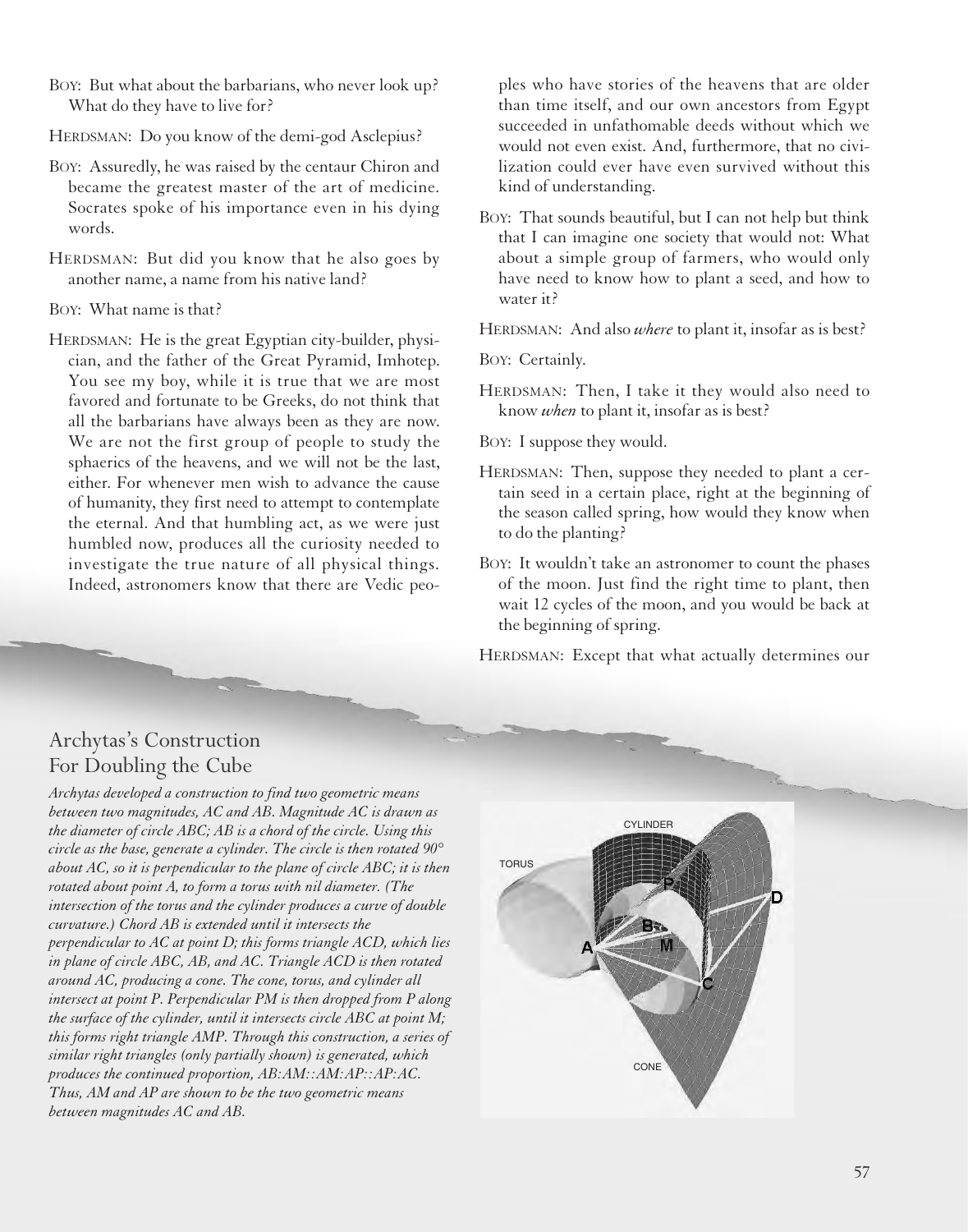BOY: But what about the barbarians, who never look up? What do they have to live for?

HERDSMAN: Do you know of the demi-god Asclepius?

BOY: Assuredly, he was raised by the centaur Chiron and became the greatest master of the art of medicine. Socrates spoke of his importance even in his dying words.

HERDSMAN: But did you know that he also goes by another name, a name from his native land?

BOY: What name is that?

HERDSMAN: He is the great Egyptian city-builder, physician, and the father of the Great Pyramid, Imhotep. You see my boy, while it is true that we are most favored and fortunate to be Greeks, do not think that all the barbarians have always been as they are now. We are not the first group of people to study the sphaerics of the heavens, and we will not be the last, either. For whenever men wish to advance the cause of humanity, they first need to attempt to contemplate the eternal. And that humbling act, as we were just humbled now, produces all the curiosity needed to investigate the true nature of all physical things. Indeed, astronomers know that there are Vedic peoples who have stories of the heavens that are older than time itself, and our own ancestors from Egypt succeeded in unfathomable deeds without which we would not even exist. And, furthermore, that no civilization could ever have even survived without this kind of understanding.

BOY: That sounds beautiful, but I can not help but think that I can imagine one society that would not: What about a simple group of farmers, who would only have need to know how to plant a seed, and how to water it?

HERDSMAN: And also *where* to plant it, insofar as is best?

BOY: Certainly.

HERDSMAN: Then, I take it they would also need to know *when* to plant it, insofar as is best?

BOY: I suppose they would.

HERDSMAN: Then, suppose they needed to plant a certain seed in a certain place, right at the beginning of the season called spring, how would they know when to do the planting?

BOY: It wouldn't take an astronomer to count the phases of the moon. Just find the right time to plant, then wait 12 cycles of the moon, and you would be back at the beginning of spring.

HERDSMAN: Except that what actually determines our

## Archytas's Construction For Doubling the Cube

*Archytas developed a construction to find two geometric means between two magnitudes, AC and AB. Magnitude AC is drawn as the diameter of circle ABC; AB is a chord of the circle. Using this circle as the base, generate a cylinder. The circle is then rotated 90° about AC, so it is perpendicular to the plane of circle ABC; it is then rotated about point A, to form a torus with nil diameter. (The intersection of the torus and the cylinder produces a curve of double curvature.) Chord AB is extended until it intersects the perpendicular to AC at point D; this forms triangle ACD, which lies in plane of circle ABC, AB, and AC. Triangle ACD is then rotated around AC, producing a cone. The cone, torus, and cylinder all intersect at point P. Perpendicular PM is then dropped from P along the surface of the cylinder, until it intersects circle ABC at point M; this forms right triangle AMP. Through this construction, a series of similar right triangles (only partially shown) is generated, which produces the continued proportion, AB:AM::AM:AP::AP:AC. Thus, AM and AP are shown to be the two geometric means between magnitudes AC and AB.*

CYLINDER
TORUS
P
D
B
M
A
C
CONE